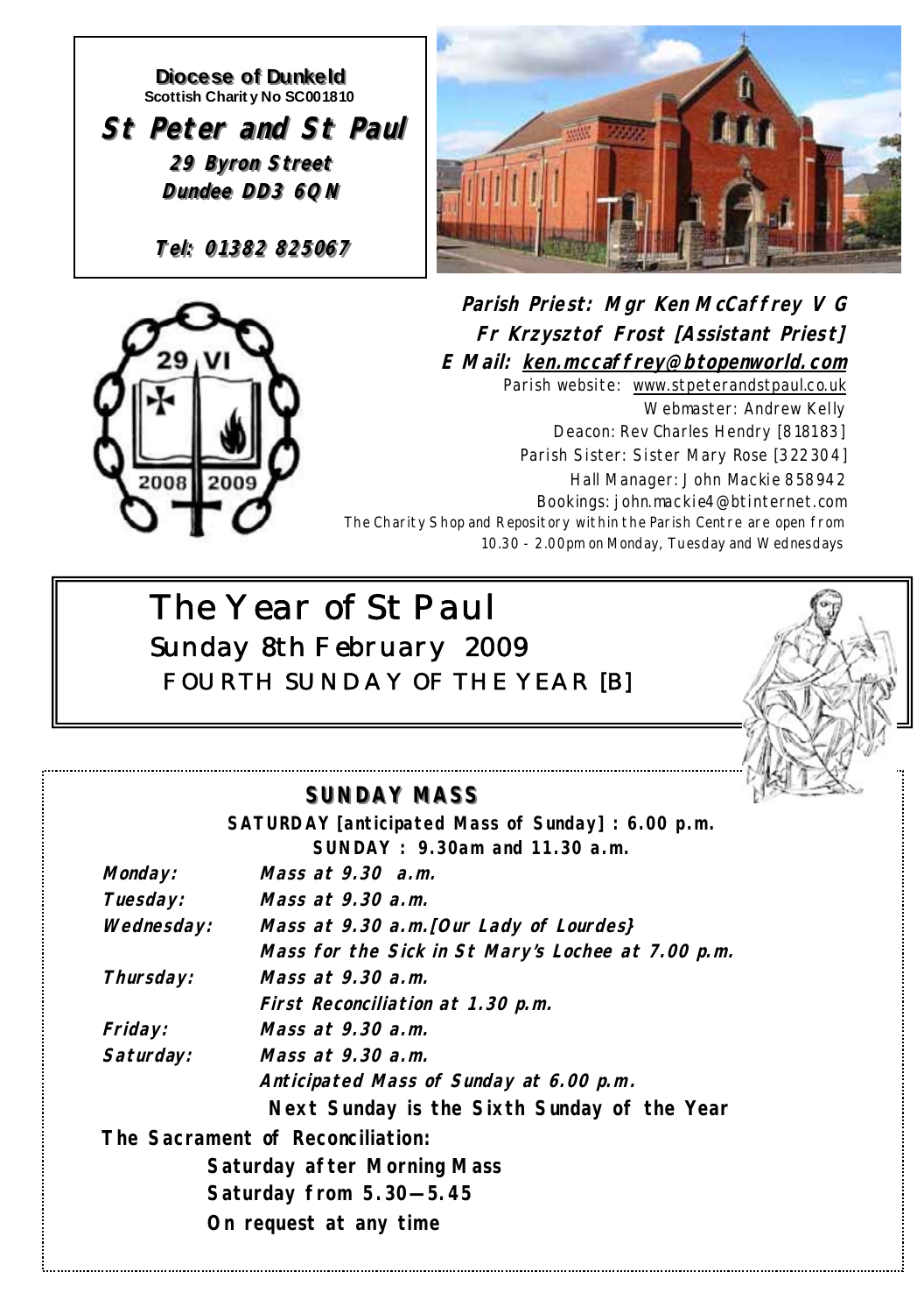**Diocese of Dunkeld**
**Scottish Charity No SC001810**

# St Peter and St Paul

**29 Byron Street**
**Dundee DD3 6QN**

**Tel: 01382 825067**

**Parish Priest: Mgr Ken McCaffrey V G**
**Fr Krzysztof Frost [Assistant Priest]**
**E Mail: ken.mccaffrey@btopenworld.com**

Parish website: www.stpeterandstpaul.co.uk
Webmaster: Andrew Kelly
Deacon: Rev Charles Hendry [818183]
Parish Sister: Sister Mary Rose [322304]
Hall Manager: John Mackie 858942
Bookings: john.mackie4@btinternet.com
The Charity Shop and Repository within the Parish Centre are open from 10.30 - 2.00pm on Monday, Tuesday and Wednesdays

# The Year of St Paul

## Sunday 8th February 2009

## FOURTH SUNDAY OF THE YEAR [B]

## SUNDAY MASS

**SATURDAY [anticipated Mass of Sunday] : 6.00 p.m.**
**SUNDAY : 9.30am and 11.30 a.m.**

| | |
|---|---|
| ***Monday:*** | ***Mass at 9.30 a.m.*** |
| ***Tuesday:*** | ***Mass at 9.30 a.m.*** |
| ***Wednesday:*** | ***Mass at 9.30 a.m.[Our Lady of Lourdes}*** |
| | ***Mass for the Sick in St Mary's Lochee at 7.00 p.m.*** |
| ***Thursday:*** | ***Mass at 9.30 a.m.*** |
| | ***First Reconciliation at 1.30 p.m.*** |
| ***Friday:*** | ***Mass at 9.30 a.m.*** |
| ***Saturday:*** | ***Mass at 9.30 a.m.*** |
| | ***Anticipated Mass of Sunday at 6.00 p.m.*** |

**Next Sunday is the Sixth Sunday of the Year**

**The Sacrament of Reconciliation:**

**Saturday after Morning Mass**
**Saturday from 5.30—5.45**
**On request at any time**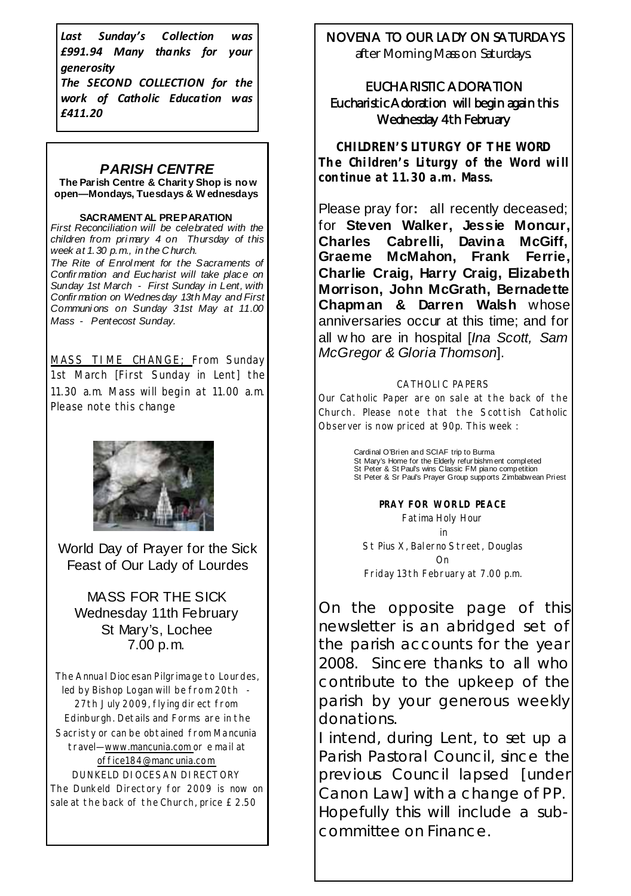***Last Sunday's Collection was £991.94 Many thanks for your generosity***

***The SECOND COLLECTION for the work of Catholic Education was £411.20***

## *PARISH CENTRE*

**The Parish Centre & Charity Shop is now open—Mondays, Tuesdays & Wednesdays**

**SACRAMENTAL PREPARATION**

*First Reconciliation will be celebrated with the children from primary 4 on Thursday of this week at 1.30 p.m., in the Church.*

*The Rite of Enrolment for the Sacraments of Confirmation and Eucharist will take place on Sunday 1st March - First Sunday in Lent, with Confirmation on Wednesday 13th May and First Communions on Sunday 31st May at 11.00 Mass - Pentecost Sunday.*

MASS TIME CHANGE; From Sunday 1st March [First Sunday in Lent] the 11.30 a.m. Mass will begin at 11.00 a.m. Please note this change

World Day of Prayer for the Sick
Feast of Our Lady of Lourdes

MASS FOR THE SICK
Wednesday 11th February
St Mary's, Lochee
7.00 p.m.

The Annual Diocesan Pilgrimage to Lourdes, led by Bishop Logan will be from 20th - 27th July 2009, flying direct from Edinburgh. Details and Forms are in the Sacristy or can be obtained from Mancunia travel—www.mancunia.com or e mail at office184@mancunia.com

DUNKELD DIOCESAN DIRECTORY
The Dunkeld Directory for 2009 is now on sale at the back of the Church, price £2.50

NOVENA TO OUR LADY ON SATURDAYS
after Morning Mass on Saturdays.

EUCHARISTIC ADORATION
Eucharistic Adoration will begin again this Wednesday 4th February

**CHILDREN'S LITURGY OF THE WORD**
**The Children's Liturgy of the Word will continue at 11.30 a.m. Mass.**

Please pray for**:** all recently deceased; for **Steven Walker, Jessie Moncur, Charles Cabrelli, Davina McGiff, Graeme McMahon, Frank Ferrie, Charlie Craig, Harry Craig, Elizabeth Morrison, John McGrath, Bernadette Chapman & Darren Walsh** whose anniversaries occur at this time; and for all who are in hospital [*Ina Scott, Sam McGregor & Gloria Thomson*].

CATHOLIC PAPERS
Our Catholic Paper are on sale at the back of the Church. Please note that the Scottish Catholic Observer is now priced at 90p. This week :

- Cardinal O'Brien and SCIAF trip to Burma
- St Mary's Home for the Elderly refurbishment completed
- St Peter & St Paul's wins Classic FM piano competition
- St Peter & Sr Paul's Prayer Group supports Zimbabwean Priest

**PRAY FOR WORLD PEACE**
Fatima Holy Hour
in
St Pius X, Balerno Street, Douglas
On
Friday 13th February at 7.00 p.m.

On the opposite page of this newsletter is an abridged set of the parish accounts for the year 2008. Sincere thanks to all who contribute to the upkeep of the parish by your generous weekly donations.

I intend, during Lent, to set up a Parish Pastoral Council, since the previous Council lapsed [under Canon Law] with a change of PP. Hopefully this will include a sub-committee on Finance.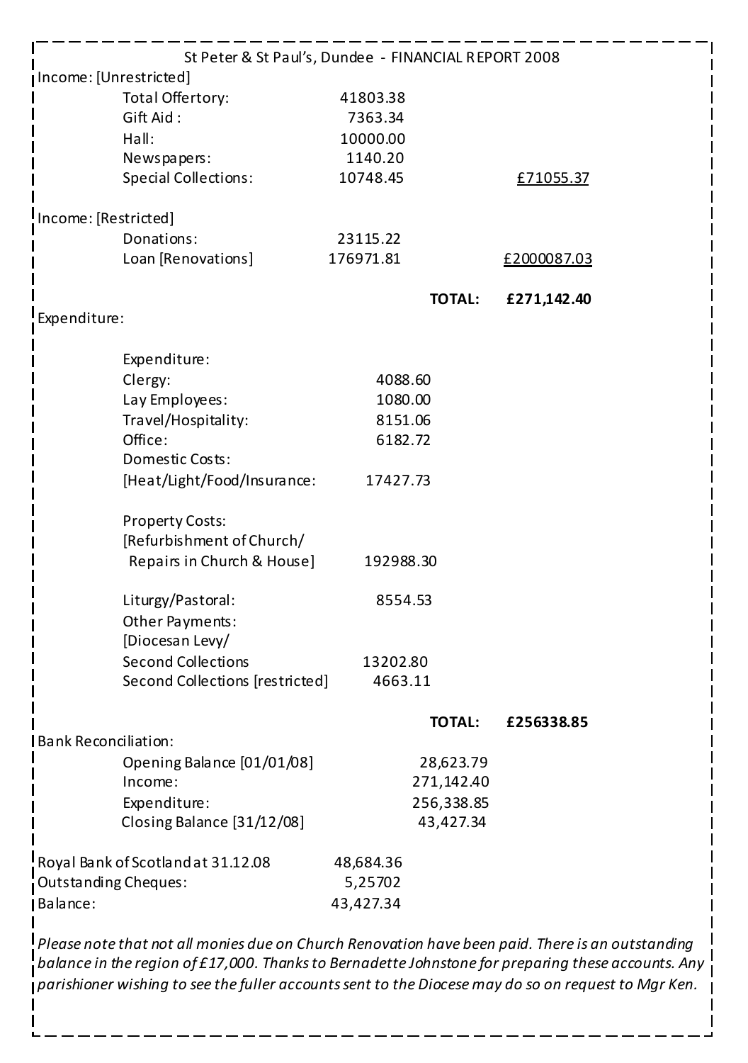# St Peter & St Paul's, Dundee - FINANCIAL REPORT 2008

**Income: [Unrestricted]**

| | | |
|---|---|---|
| Total Offertory: | 41803.38 | |
| Gift Aid : | 7363.34 | |
| Hall: | 10000.00 | |
| Newspapers: | 1140.20 | |
| Special Collections: | 10748.45 | £71055.37 |

**Income: [Restricted]**

| | | |
|---|---|---|
| Donations: | 23115.22 | |
| Loan [Renovations] | 176971.81 | £2000087.03 |
| | **TOTAL:** | **£271,142.40** |

**Expenditure:**

| | | |
|---|---|---|
| Expenditure: | | |
| Clergy: | 4088.60 | |
| Lay Employees: | 1080.00 | |
| Travel/Hospitality: | 8151.06 | |
| Office: | 6182.72 | |
| Domestic Costs: [Heat/Light/Food/Insurance: | 17427.73 | |
| Property Costs: [Refurbishment of Church/ Repairs in Church & House] | 192988.30 | |
| Liturgy/Pastoral: | 8554.53 | |
| Other Payments: [Diocesan Levy/ Second Collections | 13202.80 | |
| Second Collections [restricted] | 4663.11 | |
| | **TOTAL:** | **£256338.85** |

**Bank Reconciliation:**

| | |
|---|---|
| Opening Balance [01/01/08] | 28,623.79 |
| Income: | 271,142.40 |
| Expenditure: | 256,338.85 |
| Closing Balance [31/12/08] | 43,427.34 |

| | |
|---|---|
| Royal Bank of Scotland at 31.12.08 | 48,684.36 |
| Outstanding Cheques: | 5,25702 |
| Balance: | 43,427.34 |

*Please note that not all monies due on Church Renovation have been paid. There is an outstanding balance in the region of £17,000. Thanks to Bernadette Johnstone for preparing these accounts. Any parishioner wishing to see the fuller accounts sent to the Diocese may do so on request to Mgr Ken.*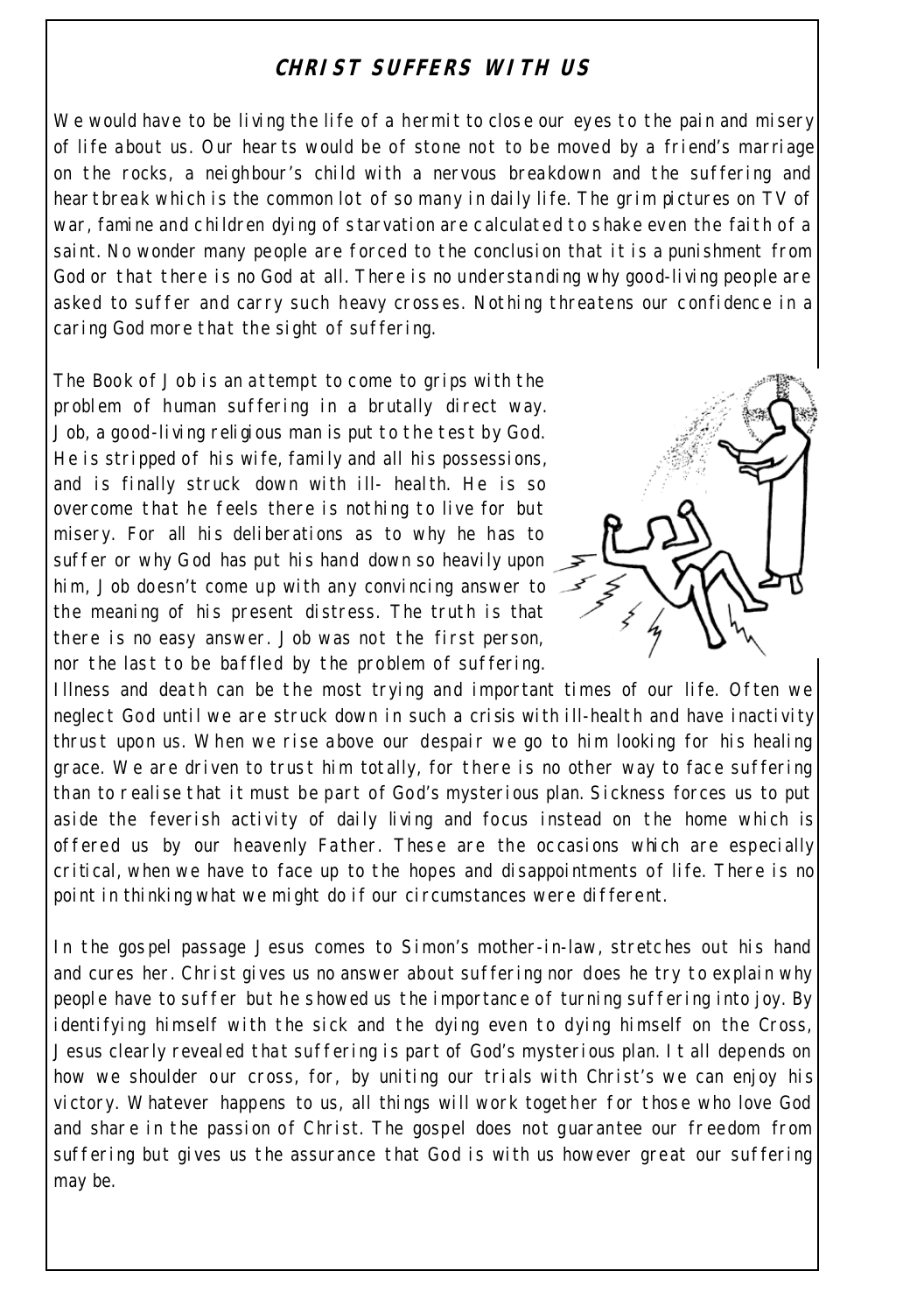## CHRIST SUFFERS WITH US

We would have to be living the life of a hermit to close our eyes to the pain and misery of life about us. Our hearts would be of stone not to be moved by a friend's marriage on the rocks, a neighbour's child with a nervous breakdown and the suffering and heartbreak which is the common lot of so many in daily life. The grim pictures on TV of war, famine and children dying of starvation are calculated to shake even the faith of a saint. No wonder many people are forced to the conclusion that it is a punishment from God or that there is no God at all. There is no understanding why good-living people are asked to suffer and carry such heavy crosses. Nothing threatens our confidence in a caring God more that the sight of suffering.

The Book of Job is an attempt to come to grips with the problem of human suffering in a brutally direct way. Job, a good-living religious man is put to the test by God. He is stripped of his wife, family and all his possessions, and is finally struck down with ill- health. He is so overcome that he feels there is nothing to live for but misery. For all his deliberations as to why he has to suffer or why God has put his hand down so heavily upon him, Job doesn't come up with any convincing answer to the meaning of his present distress. The truth is that there is no easy answer. Job was not the first person, nor the last to be baffled by the problem of suffering. Illness and death can be the most trying and important times of our life. Often we neglect God until we are struck down in such a crisis with ill-health and have inactivity thrust upon us. When we rise above our despair we go to him looking for his healing grace. We are driven to trust him totally, for there is no other way to face suffering than to realise that it must be part of God's mysterious plan. Sickness forces us to put aside the feverish activity of daily living and focus instead on the home which is offered us by our heavenly Father. These are the occasions which are especially critical, when we have to face up to the hopes and disappointments of life. There is no point in thinking what we might do if our circumstances were different.

In the gospel passage Jesus comes to Simon's mother-in-law, stretches out his hand and cures her. Christ gives us no answer about suffering nor does he try to explain why people have to suffer but he showed us the importance of turning suffering into joy. By identifying himself with the sick and the dying even to dying himself on the Cross, Jesus clearly revealed that suffering is part of God's mysterious plan. It all depends on how we shoulder our cross, for, by uniting our trials with Christ's we can enjoy his victory. Whatever happens to us, all things will work together for those who love God and share in the passion of Christ. The gospel does not guarantee our freedom from suffering but gives us the assurance that God is with us however great our suffering may be.